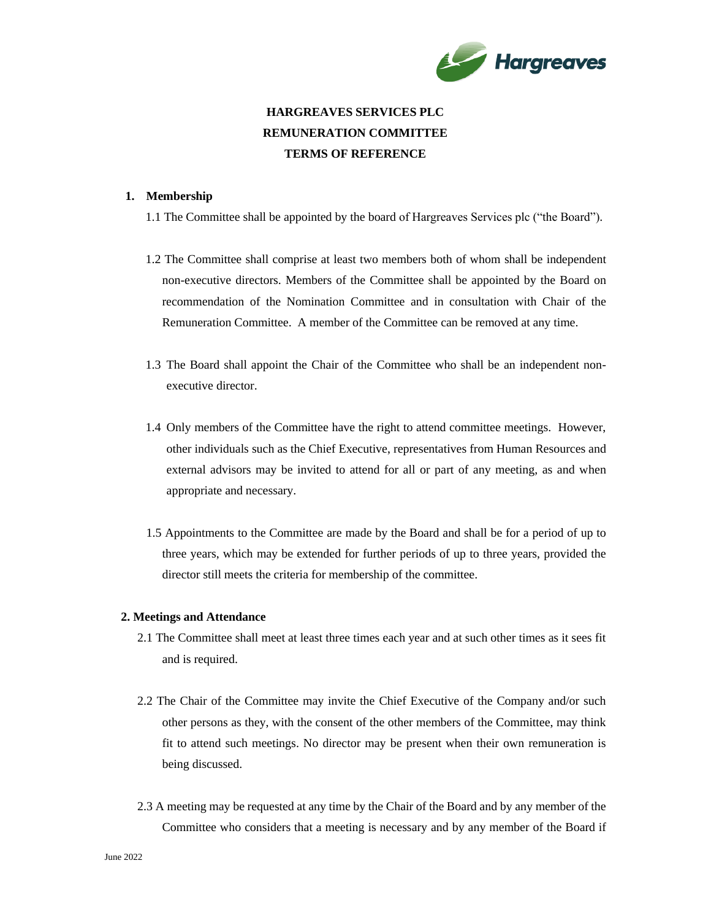# HARGREAVES SERVICES PLC
# REMUNERATION COMMITTEE
# TERMS OF REFERENCE

## 1. Membership

1.1 The Committee shall be appointed by the board of Hargreaves Services plc ("the Board").

1.2 The Committee shall comprise at least two members both of whom shall be independent non-executive directors. Members of the Committee shall be appointed by the Board on recommendation of the Nomination Committee and in consultation with Chair of the Remuneration Committee. A member of the Committee can be removed at any time.

1.3 The Board shall appoint the Chair of the Committee who shall be an independent non-executive director.

1.4 Only members of the Committee have the right to attend committee meetings. However, other individuals such as the Chief Executive, representatives from Human Resources and external advisors may be invited to attend for all or part of any meeting, as and when appropriate and necessary.

1.5 Appointments to the Committee are made by the Board and shall be for a period of up to three years, which may be extended for further periods of up to three years, provided the director still meets the criteria for membership of the committee.

## 2. Meetings and Attendance

2.1 The Committee shall meet at least three times each year and at such other times as it sees fit and is required.

2.2 The Chair of the Committee may invite the Chief Executive of the Company and/or such other persons as they, with the consent of the other members of the Committee, may think fit to attend such meetings. No director may be present when their own remuneration is being discussed.

2.3 A meeting may be requested at any time by the Chair of the Board and by any member of the Committee who considers that a meeting is necessary and by any member of the Board if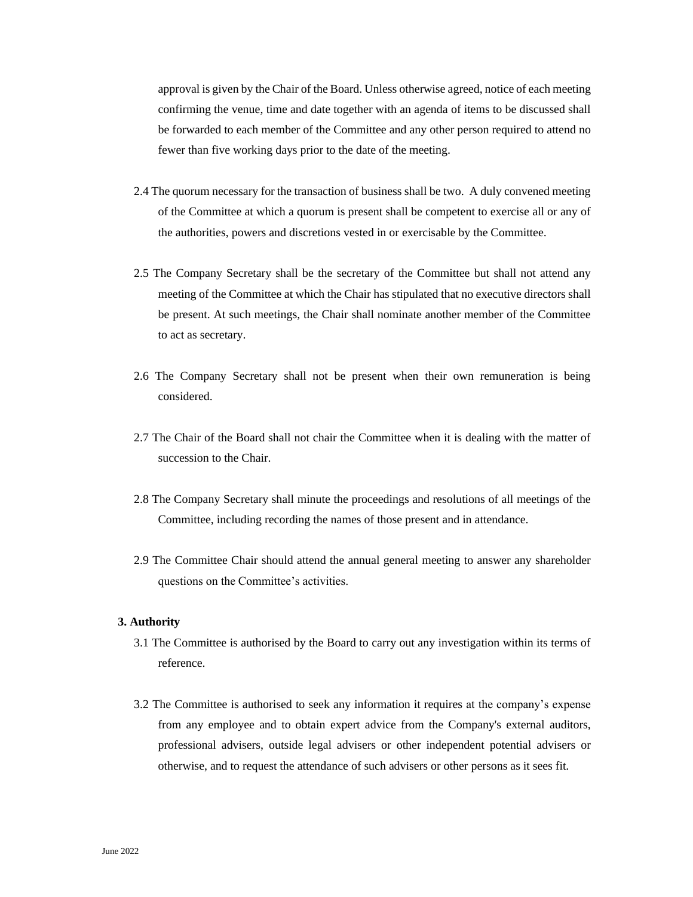approval is given by the Chair of the Board. Unless otherwise agreed, notice of each meeting confirming the venue, time and date together with an agenda of items to be discussed shall be forwarded to each member of the Committee and any other person required to attend no fewer than five working days prior to the date of the meeting.

2.4 The quorum necessary for the transaction of business shall be two. A duly convened meeting of the Committee at which a quorum is present shall be competent to exercise all or any of the authorities, powers and discretions vested in or exercisable by the Committee.

2.5 The Company Secretary shall be the secretary of the Committee but shall not attend any meeting of the Committee at which the Chair has stipulated that no executive directors shall be present. At such meetings, the Chair shall nominate another member of the Committee to act as secretary.

2.6 The Company Secretary shall not be present when their own remuneration is being considered.

2.7 The Chair of the Board shall not chair the Committee when it is dealing with the matter of succession to the Chair.

2.8 The Company Secretary shall minute the proceedings and resolutions of all meetings of the Committee, including recording the names of those present and in attendance.

2.9 The Committee Chair should attend the annual general meeting to answer any shareholder questions on the Committee's activities.

**3. Authority**

3.1 The Committee is authorised by the Board to carry out any investigation within its terms of reference.

3.2 The Committee is authorised to seek any information it requires at the company's expense from any employee and to obtain expert advice from the Company's external auditors, professional advisers, outside legal advisers or other independent potential advisers or otherwise, and to request the attendance of such advisers or other persons as it sees fit.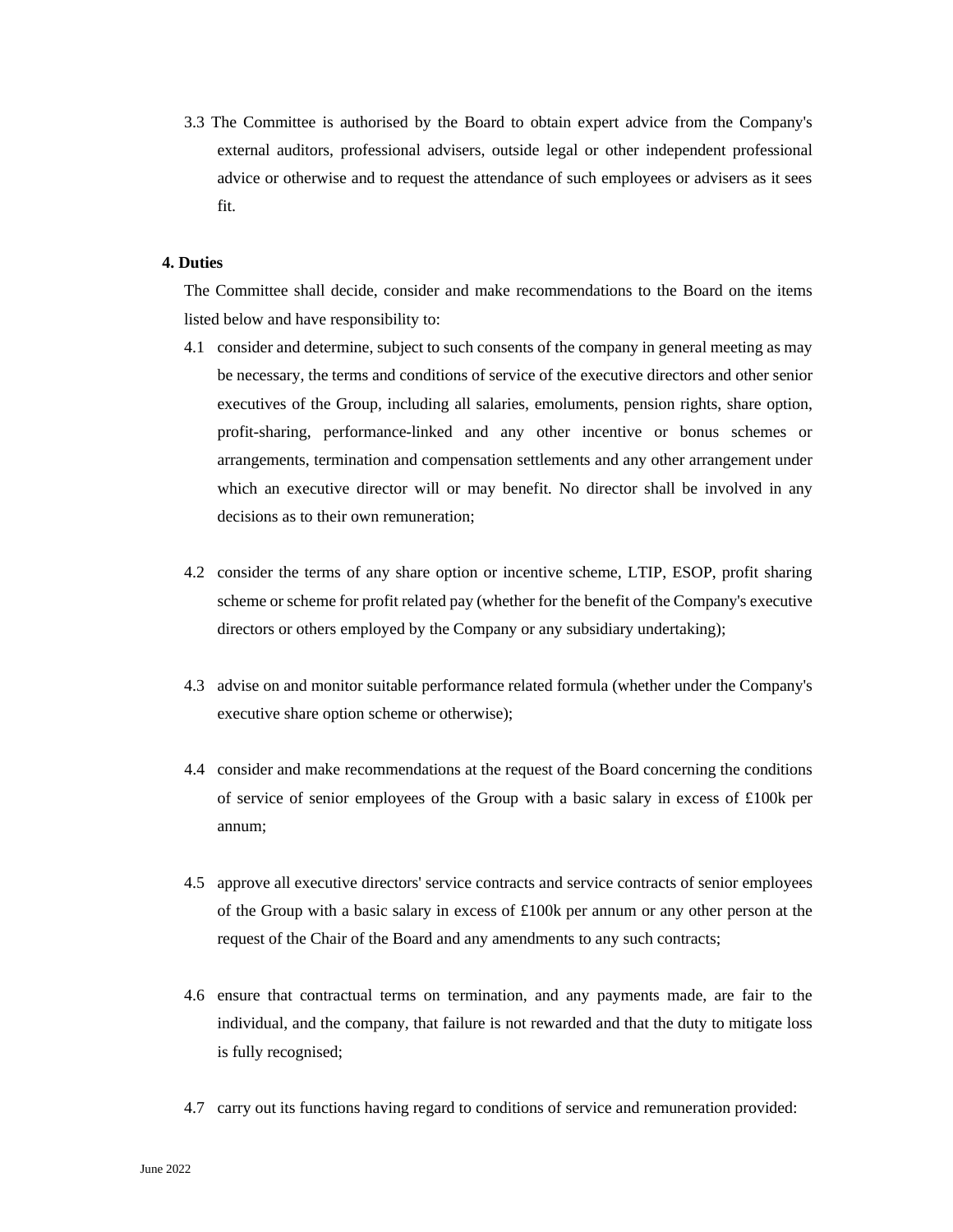3.3 The Committee is authorised by the Board to obtain expert advice from the Company's external auditors, professional advisers, outside legal or other independent professional advice or otherwise and to request the attendance of such employees or advisers as it sees fit.

**4. Duties**

The Committee shall decide, consider and make recommendations to the Board on the items listed below and have responsibility to:

4.1 consider and determine, subject to such consents of the company in general meeting as may be necessary, the terms and conditions of service of the executive directors and other senior executives of the Group, including all salaries, emoluments, pension rights, share option, profit-sharing, performance-linked and any other incentive or bonus schemes or arrangements, termination and compensation settlements and any other arrangement under which an executive director will or may benefit. No director shall be involved in any decisions as to their own remuneration;

4.2 consider the terms of any share option or incentive scheme, LTIP, ESOP, profit sharing scheme or scheme for profit related pay (whether for the benefit of the Company's executive directors or others employed by the Company or any subsidiary undertaking);

4.3 advise on and monitor suitable performance related formula (whether under the Company's executive share option scheme or otherwise);

4.4 consider and make recommendations at the request of the Board concerning the conditions of service of senior employees of the Group with a basic salary in excess of £100k per annum;

4.5 approve all executive directors' service contracts and service contracts of senior employees of the Group with a basic salary in excess of £100k per annum or any other person at the request of the Chair of the Board and any amendments to any such contracts;

4.6 ensure that contractual terms on termination, and any payments made, are fair to the individual, and the company, that failure is not rewarded and that the duty to mitigate loss is fully recognised;

4.7 carry out its functions having regard to conditions of service and remuneration provided: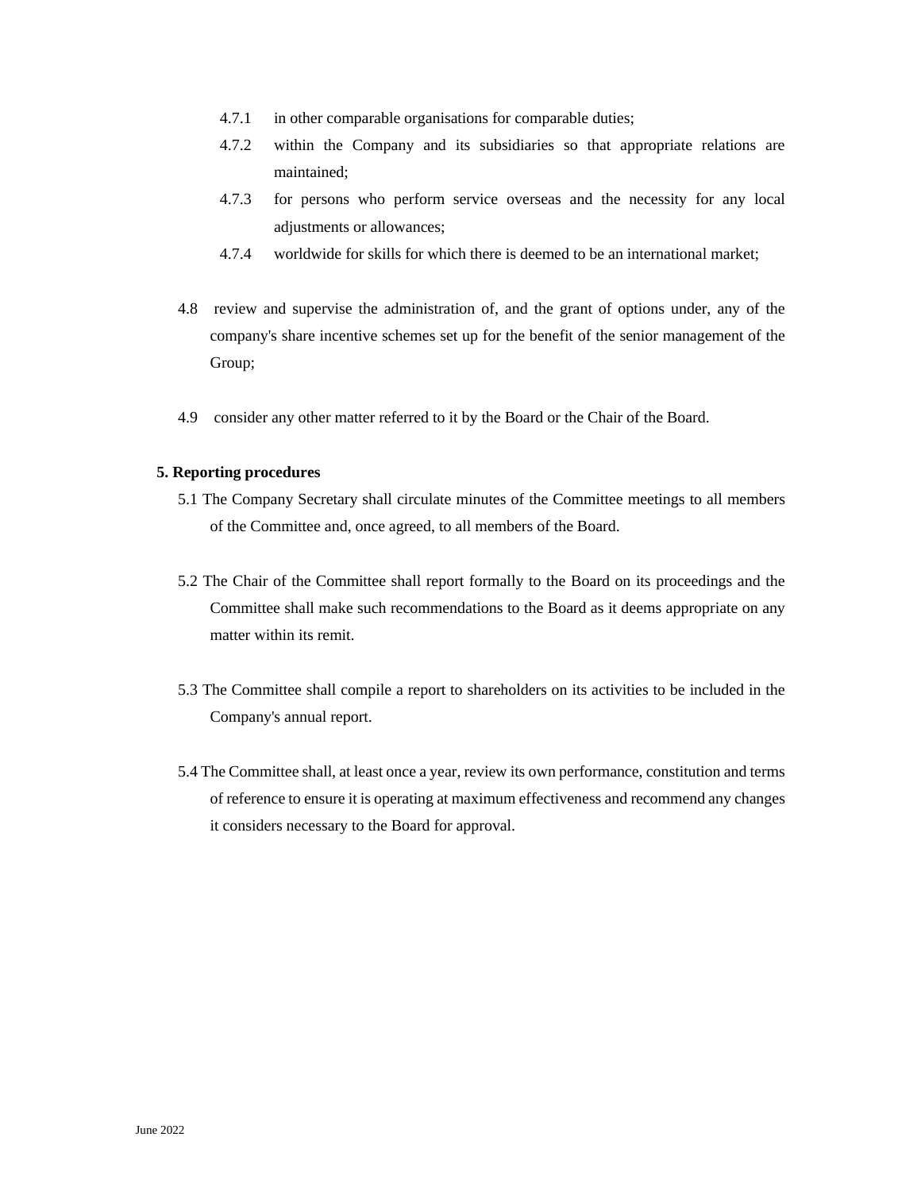4.7.1 in other comparable organisations for comparable duties;

4.7.2 within the Company and its subsidiaries so that appropriate relations are maintained;

4.7.3 for persons who perform service overseas and the necessity for any local adjustments or allowances;

4.7.4 worldwide for skills for which there is deemed to be an international market;

4.8 review and supervise the administration of, and the grant of options under, any of the company's share incentive schemes set up for the benefit of the senior management of the Group;

4.9 consider any other matter referred to it by the Board or the Chair of the Board.

**5. Reporting procedures**

5.1 The Company Secretary shall circulate minutes of the Committee meetings to all members of the Committee and, once agreed, to all members of the Board.

5.2 The Chair of the Committee shall report formally to the Board on its proceedings and the Committee shall make such recommendations to the Board as it deems appropriate on any matter within its remit.

5.3 The Committee shall compile a report to shareholders on its activities to be included in the Company's annual report.

5.4 The Committee shall, at least once a year, review its own performance, constitution and terms of reference to ensure it is operating at maximum effectiveness and recommend any changes it considers necessary to the Board for approval.